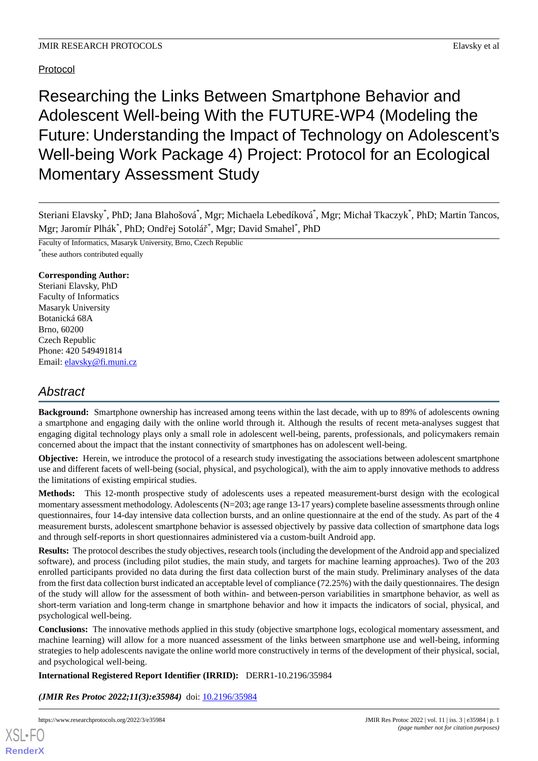Protocol

# Researching the Links Between Smartphone Behavior and Adolescent Well-being With the FUTURE-WP4 (Modeling the Future: Understanding the Impact of Technology on Adolescent's Well-being Work Package 4) Project: Protocol for an Ecological Momentary Assessment Study

Steriani Elavsky[*], PhD; Jana Blahošová[*], Mgr; Michaela Lebedíková[*], Mgr; Michał Tkaczyk[*], PhD; Martin Tancos, Mgr; Jaromír Plhák[*], PhD; Ondřej Sotolář[*], Mgr; David Smahel[*], PhD

Faculty of Informatics, Masaryk University, Brno, Czech Republic

[*]these authors contributed equally

**Corresponding Author:**
Steriani Elavsky, PhD
Faculty of Informatics
Masaryk University
Botanická 68A
Brno, 60200
Czech Republic
Phone: 420 549491814
Email: elavsky@fi.muni.cz

## Abstract

**Background:** Smartphone ownership has increased among teens within the last decade, with up to 89% of adolescents owning a smartphone and engaging daily with the online world through it. Although the results of recent meta-analyses suggest that engaging digital technology plays only a small role in adolescent well-being, parents, professionals, and policymakers remain concerned about the impact that the instant connectivity of smartphones has on adolescent well-being.

**Objective:** Herein, we introduce the protocol of a research study investigating the associations between adolescent smartphone use and different facets of well-being (social, physical, and psychological), with the aim to apply innovative methods to address the limitations of existing empirical studies.

**Methods:** This 12-month prospective study of adolescents uses a repeated measurement-burst design with the ecological momentary assessment methodology. Adolescents (N=203; age range 13-17 years) complete baseline assessments through online questionnaires, four 14-day intensive data collection bursts, and an online questionnaire at the end of the study. As part of the 4 measurement bursts, adolescent smartphone behavior is assessed objectively by passive data collection of smartphone data logs and through self-reports in short questionnaires administered via a custom-built Android app.

**Results:** The protocol describes the study objectives, research tools (including the development of the Android app and specialized software), and process (including pilot studies, the main study, and targets for machine learning approaches). Two of the 203 enrolled participants provided no data during the first data collection burst of the main study. Preliminary analyses of the data from the first data collection burst indicated an acceptable level of compliance (72.25%) with the daily questionnaires. The design of the study will allow for the assessment of both within- and between-person variabilities in smartphone behavior, as well as short-term variation and long-term change in smartphone behavior and how it impacts the indicators of social, physical, and psychological well-being.

**Conclusions:** The innovative methods applied in this study (objective smartphone logs, ecological momentary assessment, and machine learning) will allow for a more nuanced assessment of the links between smartphone use and well-being, informing strategies to help adolescents navigate the online world more constructively in terms of the development of their physical, social, and psychological well-being.

**International Registered Report Identifier (IRRID):** DERR1-10.2196/35984

***(JMIR Res Protoc 2022;11(3):e35984)*** doi: 10.2196/35984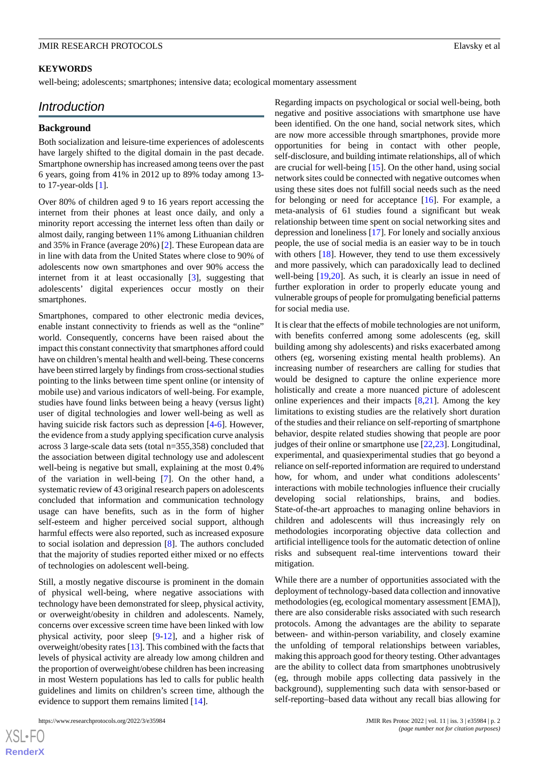## KEYWORDS

well-being; adolescents; smartphones; intensive data; ecological momentary assessment

# Introduction

## Background

Both socialization and leisure-time experiences of adolescents have largely shifted to the digital domain in the past decade. Smartphone ownership has increased among teens over the past 6 years, going from 41% in 2012 up to 89% today among 13- to 17-year-olds [1].

Over 80% of children aged 9 to 16 years report accessing the internet from their phones at least once daily, and only a minority report accessing the internet less often than daily or almost daily, ranging between 11% among Lithuanian children and 35% in France (average 20%) [2]. These European data are in line with data from the United States where close to 90% of adolescents now own smartphones and over 90% access the internet from it at least occasionally [3], suggesting that adolescents' digital experiences occur mostly on their smartphones.

Smartphones, compared to other electronic media devices, enable instant connectivity to friends as well as the "online" world. Consequently, concerns have been raised about the impact this constant connectivity that smartphones afford could have on children's mental health and well-being. These concerns have been stirred largely by findings from cross-sectional studies pointing to the links between time spent online (or intensity of mobile use) and various indicators of well-being. For example, studies have found links between being a heavy (versus light) user of digital technologies and lower well-being as well as having suicide risk factors such as depression [4-6]. However, the evidence from a study applying specification curve analysis across 3 large-scale data sets (total n=355,358) concluded that the association between digital technology use and adolescent well-being is negative but small, explaining at the most 0.4% of the variation in well-being [7]. On the other hand, a systematic review of 43 original research papers on adolescents concluded that information and communication technology usage can have benefits, such as in the form of higher self-esteem and higher perceived social support, although harmful effects were also reported, such as increased exposure to social isolation and depression [8]. The authors concluded that the majority of studies reported either mixed or no effects of technologies on adolescent well-being.

Still, a mostly negative discourse is prominent in the domain of physical well-being, where negative associations with technology have been demonstrated for sleep, physical activity, or overweight/obesity in children and adolescents. Namely, concerns over excessive screen time have been linked with low physical activity, poor sleep [9-12], and a higher risk of overweight/obesity rates [13]. This combined with the facts that levels of physical activity are already low among children and the proportion of overweight/obese children has been increasing in most Western populations has led to calls for public health guidelines and limits on children's screen time, although the evidence to support them remains limited [14].

Regarding impacts on psychological or social well-being, both negative and positive associations with smartphone use have been identified. On the one hand, social network sites, which are now more accessible through smartphones, provide more opportunities for being in contact with other people, self-disclosure, and building intimate relationships, all of which are crucial for well-being [15]. On the other hand, using social network sites could be connected with negative outcomes when using these sites does not fulfill social needs such as the need for belonging or need for acceptance [16]. For example, a meta-analysis of 61 studies found a significant but weak relationship between time spent on social networking sites and depression and loneliness [17]. For lonely and socially anxious people, the use of social media is an easier way to be in touch with others [18]. However, they tend to use them excessively and more passively, which can paradoxically lead to declined well-being [19,20]. As such, it is clearly an issue in need of further exploration in order to properly educate young and vulnerable groups of people for promulgating beneficial patterns for social media use.

It is clear that the effects of mobile technologies are not uniform, with benefits conferred among some adolescents (eg, skill building among shy adolescents) and risks exacerbated among others (eg, worsening existing mental health problems). An increasing number of researchers are calling for studies that would be designed to capture the online experience more holistically and create a more nuanced picture of adolescent online experiences and their impacts [8,21]. Among the key limitations to existing studies are the relatively short duration of the studies and their reliance on self-reporting of smartphone behavior, despite related studies showing that people are poor judges of their online or smartphone use [22,23]. Longitudinal, experimental, and quasiexperimental studies that go beyond a reliance on self-reported information are required to understand how, for whom, and under what conditions adolescents' interactions with mobile technologies influence their crucially developing social relationships, brains, and bodies. State-of-the-art approaches to managing online behaviors in children and adolescents will thus increasingly rely on methodologies incorporating objective data collection and artificial intelligence tools for the automatic detection of online risks and subsequent real-time interventions toward their mitigation.

While there are a number of opportunities associated with the deployment of technology-based data collection and innovative methodologies (eg, ecological momentary assessment [EMA]), there are also considerable risks associated with such research protocols. Among the advantages are the ability to separate between- and within-person variability, and closely examine the unfolding of temporal relationships between variables, making this approach good for theory testing. Other advantages are the ability to collect data from smartphones unobtrusively (eg, through mobile apps collecting data passively in the background), supplementing such data with sensor-based or self-reporting–based data without any recall bias allowing for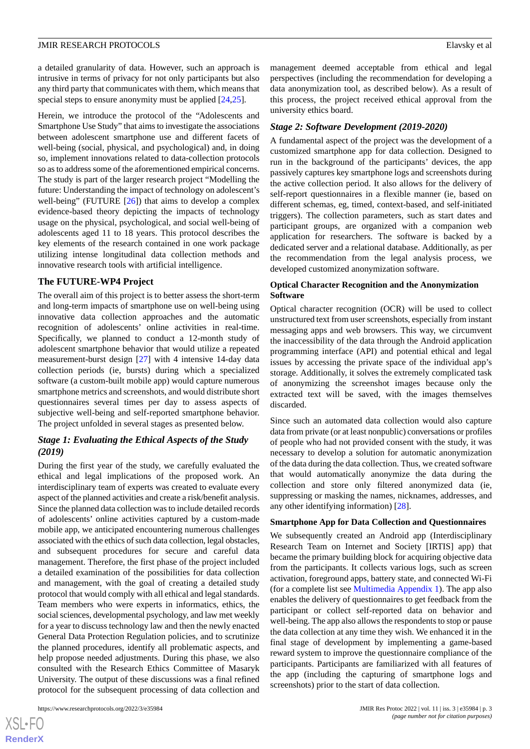a detailed granularity of data. However, such an approach is intrusive in terms of privacy for not only participants but also any third party that communicates with them, which means that special steps to ensure anonymity must be applied [24,25].

Herein, we introduce the protocol of the "Adolescents and Smartphone Use Study" that aims to investigate the associations between adolescent smartphone use and different facets of well-being (social, physical, and psychological) and, in doing so, implement innovations related to data-collection protocols so as to address some of the aforementioned empirical concerns. The study is part of the larger research project "Modelling the future: Understanding the impact of technology on adolescent's well-being" (FUTURE [26]) that aims to develop a complex evidence-based theory depicting the impacts of technology usage on the physical, psychological, and social well-being of adolescents aged 11 to 18 years. This protocol describes the key elements of the research contained in one work package utilizing intense longitudinal data collection methods and innovative research tools with artificial intelligence.

## The FUTURE-WP4 Project

The overall aim of this project is to better assess the short-term and long-term impacts of smartphone use on well-being using innovative data collection approaches and the automatic recognition of adolescents' online activities in real-time. Specifically, we planned to conduct a 12-month study of adolescent smartphone behavior that would utilize a repeated measurement-burst design [27] with 4 intensive 14-day data collection periods (ie, bursts) during which a specialized software (a custom-built mobile app) would capture numerous smartphone metrics and screenshots, and would distribute short questionnaires several times per day to assess aspects of subjective well-being and self-reported smartphone behavior. The project unfolded in several stages as presented below.

### *Stage 1: Evaluating the Ethical Aspects of the Study (2019)*

During the first year of the study, we carefully evaluated the ethical and legal implications of the proposed work. An interdisciplinary team of experts was created to evaluate every aspect of the planned activities and create a risk/benefit analysis. Since the planned data collection was to include detailed records of adolescents' online activities captured by a custom-made mobile app, we anticipated encountering numerous challenges associated with the ethics of such data collection, legal obstacles, and subsequent procedures for secure and careful data management. Therefore, the first phase of the project included a detailed examination of the possibilities for data collection and management, with the goal of creating a detailed study protocol that would comply with all ethical and legal standards. Team members who were experts in informatics, ethics, the social sciences, developmental psychology, and law met weekly for a year to discuss technology law and then the newly enacted General Data Protection Regulation policies, and to scrutinize the planned procedures, identify all problematic aspects, and help propose needed adjustments. During this phase, we also consulted with the Research Ethics Committee of Masaryk University. The output of these discussions was a final refined protocol for the subsequent processing of data collection and management deemed acceptable from ethical and legal perspectives (including the recommendation for developing a data anonymization tool, as described below). As a result of this process, the project received ethical approval from the university ethics board.

### *Stage 2: Software Development (2019-2020)*

A fundamental aspect of the project was the development of a customized smartphone app for data collection. Designed to run in the background of the participants' devices, the app passively captures key smartphone logs and screenshots during the active collection period. It also allows for the delivery of self-report questionnaires in a flexible manner (ie, based on different schemas, eg, timed, context-based, and self-initiated triggers). The collection parameters, such as start dates and participant groups, are organized with a companion web application for researchers. The software is backed by a dedicated server and a relational database. Additionally, as per the recommendation from the legal analysis process, we developed customized anonymization software.

#### Optical Character Recognition and the Anonymization Software

Optical character recognition (OCR) will be used to collect unstructured text from user screenshots, especially from instant messaging apps and web browsers. This way, we circumvent the inaccessibility of the data through the Android application programming interface (API) and potential ethical and legal issues by accessing the private space of the individual app's storage. Additionally, it solves the extremely complicated task of anonymizing the screenshot images because only the extracted text will be saved, with the images themselves discarded.

Since such an automated data collection would also capture data from private (or at least nonpublic) conversations or profiles of people who had not provided consent with the study, it was necessary to develop a solution for automatic anonymization of the data during the data collection. Thus, we created software that would automatically anonymize the data during the collection and store only filtered anonymized data (ie, suppressing or masking the names, nicknames, addresses, and any other identifying information) [28].

#### Smartphone App for Data Collection and Questionnaires

We subsequently created an Android app (Interdisciplinary Research Team on Internet and Society [IRTIS] app) that became the primary building block for acquiring objective data from the participants. It collects various logs, such as screen activation, foreground apps, battery state, and connected Wi-Fi (for a complete list see Multimedia Appendix 1). The app also enables the delivery of questionnaires to get feedback from the participant or collect self-reported data on behavior and well-being. The app also allows the respondents to stop or pause the data collection at any time they wish. We enhanced it in the final stage of development by implementing a game-based reward system to improve the questionnaire compliance of the participants. Participants are familiarized with all features of the app (including the capturing of smartphone logs and screenshots) prior to the start of data collection.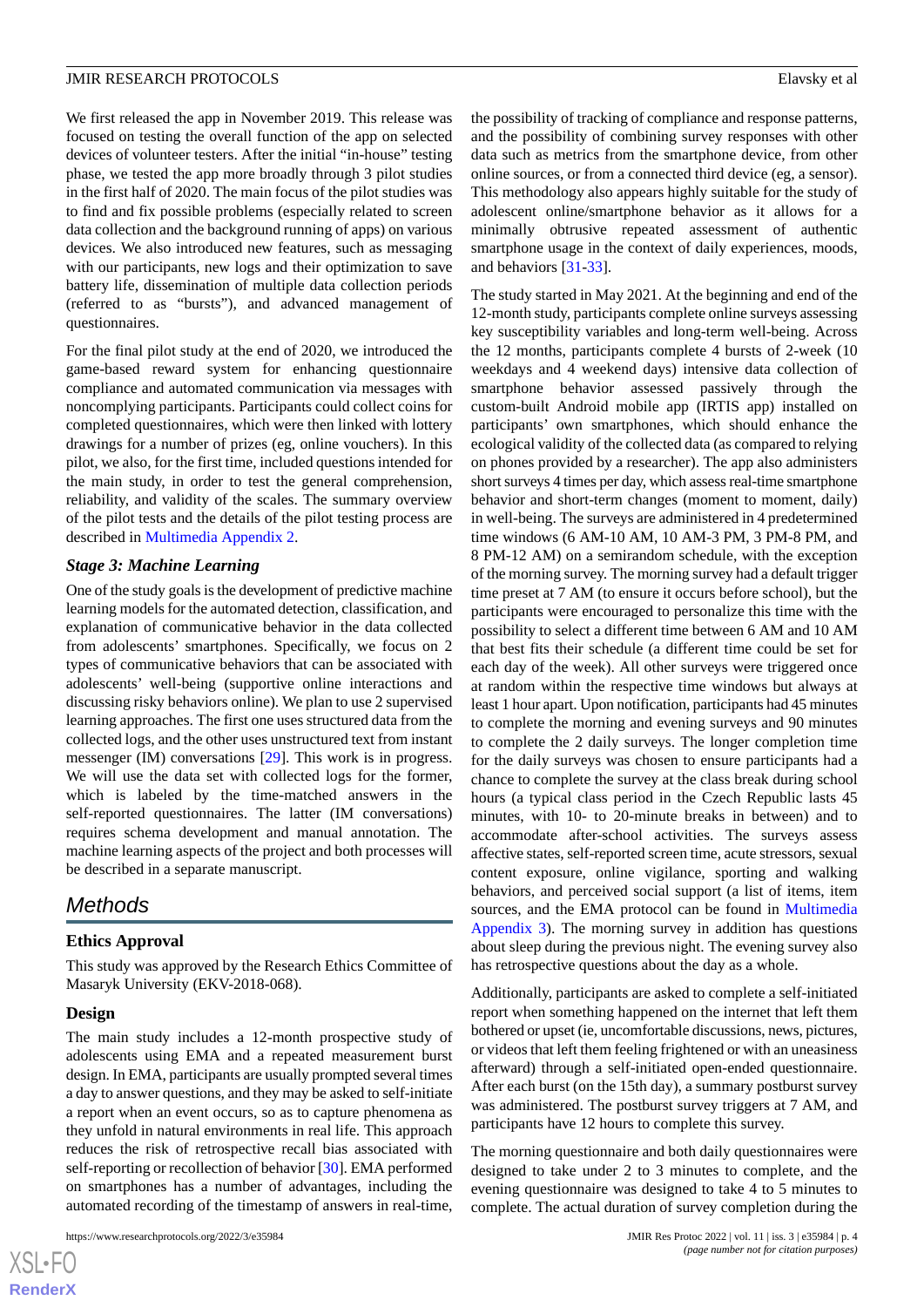We first released the app in November 2019. This release was focused on testing the overall function of the app on selected devices of volunteer testers. After the initial "in-house" testing phase, we tested the app more broadly through 3 pilot studies in the first half of 2020. The main focus of the pilot studies was to find and fix possible problems (especially related to screen data collection and the background running of apps) on various devices. We also introduced new features, such as messaging with our participants, new logs and their optimization to save battery life, dissemination of multiple data collection periods (referred to as "bursts"), and advanced management of questionnaires.

For the final pilot study at the end of 2020, we introduced the game-based reward system for enhancing questionnaire compliance and automated communication via messages with noncomplying participants. Participants could collect coins for completed questionnaires, which were then linked with lottery drawings for a number of prizes (eg, online vouchers). In this pilot, we also, for the first time, included questions intended for the main study, in order to test the general comprehension, reliability, and validity of the scales. The summary overview of the pilot tests and the details of the pilot testing process are described in Multimedia Appendix 2.

### *Stage 3: Machine Learning*

One of the study goals is the development of predictive machine learning models for the automated detection, classification, and explanation of communicative behavior in the data collected from adolescents' smartphones. Specifically, we focus on 2 types of communicative behaviors that can be associated with adolescents' well-being (supportive online interactions and discussing risky behaviors online). We plan to use 2 supervised learning approaches. The first one uses structured data from the collected logs, and the other uses unstructured text from instant messenger (IM) conversations [29]. This work is in progress. We will use the data set with collected logs for the former, which is labeled by the time-matched answers in the self-reported questionnaires. The latter (IM conversations) requires schema development and manual annotation. The machine learning aspects of the project and both processes will be described in a separate manuscript.

## *Methods*

### Ethics Approval

This study was approved by the Research Ethics Committee of Masaryk University (EKV-2018-068).

### Design

The main study includes a 12-month prospective study of adolescents using EMA and a repeated measurement burst design. In EMA, participants are usually prompted several times a day to answer questions, and they may be asked to self-initiate a report when an event occurs, so as to capture phenomena as they unfold in natural environments in real life. This approach reduces the risk of retrospective recall bias associated with self-reporting or recollection of behavior [30]. EMA performed on smartphones has a number of advantages, including the automated recording of the timestamp of answers in real-time, the possibility of tracking of compliance and response patterns, and the possibility of combining survey responses with other data such as metrics from the smartphone device, from other online sources, or from a connected third device (eg, a sensor). This methodology also appears highly suitable for the study of adolescent online/smartphone behavior as it allows for a minimally obtrusive repeated assessment of authentic smartphone usage in the context of daily experiences, moods, and behaviors [31-33].

The study started in May 2021. At the beginning and end of the 12-month study, participants complete online surveys assessing key susceptibility variables and long-term well-being. Across the 12 months, participants complete 4 bursts of 2-week (10 weekdays and 4 weekend days) intensive data collection of smartphone behavior assessed passively through the custom-built Android mobile app (IRTIS app) installed on participants' own smartphones, which should enhance the ecological validity of the collected data (as compared to relying on phones provided by a researcher). The app also administers short surveys 4 times per day, which assess real-time smartphone behavior and short-term changes (moment to moment, daily) in well-being. The surveys are administered in 4 predetermined time windows (6 AM-10 AM, 10 AM-3 PM, 3 PM-8 PM, and 8 PM-12 AM) on a semirandom schedule, with the exception of the morning survey. The morning survey had a default trigger time preset at 7 AM (to ensure it occurs before school), but the participants were encouraged to personalize this time with the possibility to select a different time between 6 AM and 10 AM that best fits their schedule (a different time could be set for each day of the week). All other surveys were triggered once at random within the respective time windows but always at least 1 hour apart. Upon notification, participants had 45 minutes to complete the morning and evening surveys and 90 minutes to complete the 2 daily surveys. The longer completion time for the daily surveys was chosen to ensure participants had a chance to complete the survey at the class break during school hours (a typical class period in the Czech Republic lasts 45 minutes, with 10- to 20-minute breaks in between) and to accommodate after-school activities. The surveys assess affective states, self-reported screen time, acute stressors, sexual content exposure, online vigilance, sporting and walking behaviors, and perceived social support (a list of items, item sources, and the EMA protocol can be found in Multimedia Appendix 3). The morning survey in addition has questions about sleep during the previous night. The evening survey also has retrospective questions about the day as a whole.

Additionally, participants are asked to complete a self-initiated report when something happened on the internet that left them bothered or upset (ie, uncomfortable discussions, news, pictures, or videos that left them feeling frightened or with an uneasiness afterward) through a self-initiated open-ended questionnaire. After each burst (on the 15th day), a summary postburst survey was administered. The postburst survey triggers at 7 AM, and participants have 12 hours to complete this survey.

The morning questionnaire and both daily questionnaires were designed to take under 2 to 3 minutes to complete, and the evening questionnaire was designed to take 4 to 5 minutes to complete. The actual duration of survey completion during the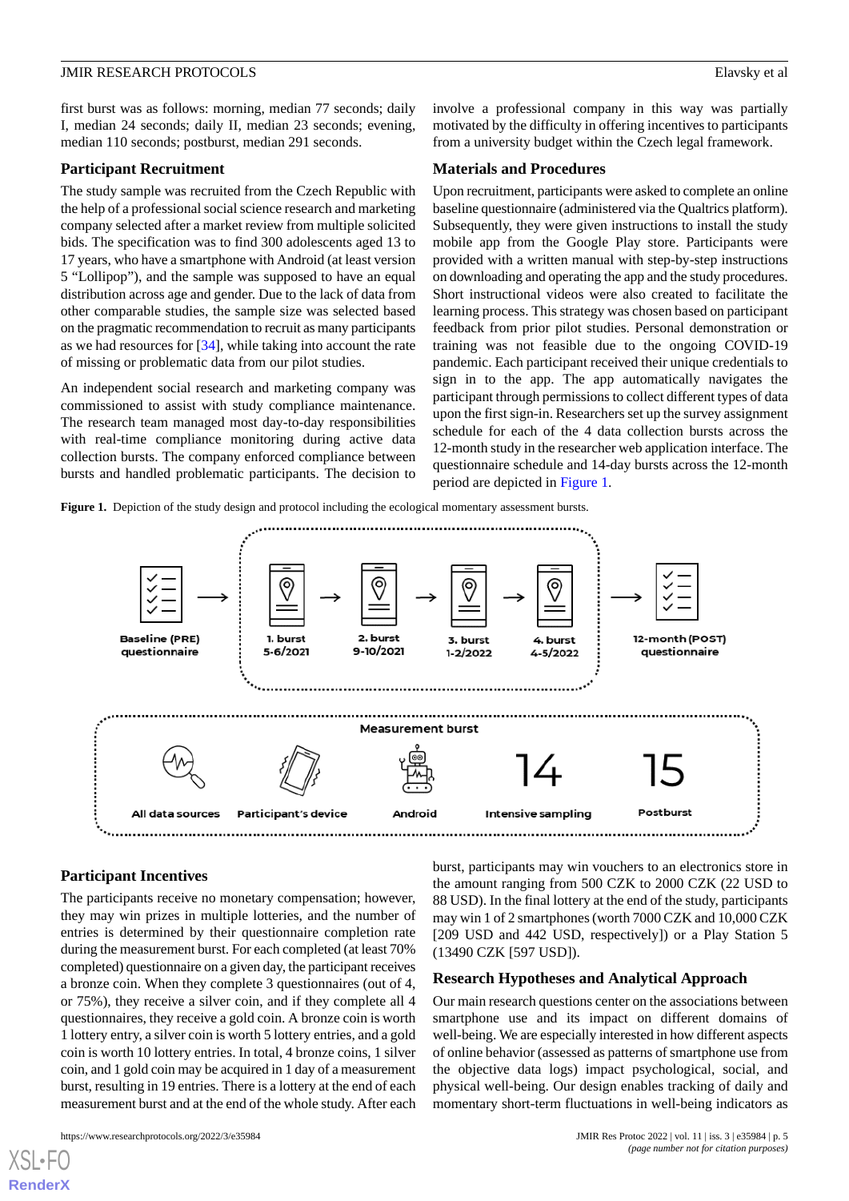first burst was as follows: morning, median 77 seconds; daily I, median 24 seconds; daily II, median 23 seconds; evening, median 110 seconds; postburst, median 291 seconds.

## Participant Recruitment

The study sample was recruited from the Czech Republic with the help of a professional social science research and marketing company selected after a market review from multiple solicited bids. The specification was to find 300 adolescents aged 13 to 17 years, who have a smartphone with Android (at least version 5 "Lollipop"), and the sample was supposed to have an equal distribution across age and gender. Due to the lack of data from other comparable studies, the sample size was selected based on the pragmatic recommendation to recruit as many participants as we had resources for [34], while taking into account the rate of missing or problematic data from our pilot studies.

An independent social research and marketing company was commissioned to assist with study compliance maintenance. The research team managed most day-to-day responsibilities with real-time compliance monitoring during active data collection bursts. The company enforced compliance between bursts and handled problematic participants. The decision to involve a professional company in this way was partially motivated by the difficulty in offering incentives to participants from a university budget within the Czech legal framework.

## Materials and Procedures

Upon recruitment, participants were asked to complete an online baseline questionnaire (administered via the Qualtrics platform). Subsequently, they were given instructions to install the study mobile app from the Google Play store. Participants were provided with a written manual with step-by-step instructions on downloading and operating the app and the study procedures. Short instructional videos were also created to facilitate the learning process. This strategy was chosen based on participant feedback from prior pilot studies. Personal demonstration or training was not feasible due to the ongoing COVID-19 pandemic. Each participant received their unique credentials to sign in to the app. The app automatically navigates the participant through permissions to collect different types of data upon the first sign-in. Researchers set up the survey assignment schedule for each of the 4 data collection bursts across the 12-month study in the researcher web application interface. The questionnaire schedule and 14-day bursts across the 12-month period are depicted in Figure 1.

**Figure 1.** Depiction of the study design and protocol including the ecological momentary assessment bursts.

## Participant Incentives

The participants receive no monetary compensation; however, they may win prizes in multiple lotteries, and the number of entries is determined by their questionnaire completion rate during the measurement burst. For each completed (at least 70% completed) questionnaire on a given day, the participant receives a bronze coin. When they complete 3 questionnaires (out of 4, or 75%), they receive a silver coin, and if they complete all 4 questionnaires, they receive a gold coin. A bronze coin is worth 1 lottery entry, a silver coin is worth 5 lottery entries, and a gold coin is worth 10 lottery entries. In total, 4 bronze coins, 1 silver coin, and 1 gold coin may be acquired in 1 day of a measurement burst, resulting in 19 entries. There is a lottery at the end of each measurement burst and at the end of the whole study. After each burst, participants may win vouchers to an electronics store in the amount ranging from 500 CZK to 2000 CZK (22 USD to 88 USD). In the final lottery at the end of the study, participants may win 1 of 2 smartphones (worth 7000 CZK and 10,000 CZK [209 USD and 442 USD, respectively]) or a Play Station 5 (13490 CZK [597 USD]).

## Research Hypotheses and Analytical Approach

Our main research questions center on the associations between smartphone use and its impact on different domains of well-being. We are especially interested in how different aspects of online behavior (assessed as patterns of smartphone use from the objective data logs) impact psychological, social, and physical well-being. Our design enables tracking of daily and momentary short-term fluctuations in well-being indicators as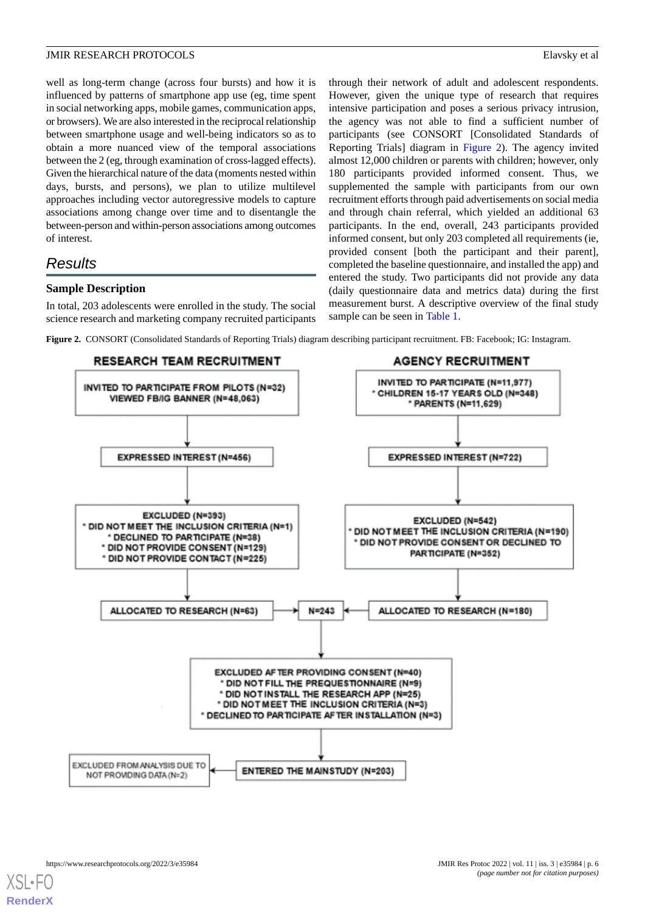well as long-term change (across four bursts) and how it is influenced by patterns of smartphone app use (eg, time spent in social networking apps, mobile games, communication apps, or browsers). We are also interested in the reciprocal relationship between smartphone usage and well-being indicators so as to obtain a more nuanced view of the temporal associations between the 2 (eg, through examination of cross-lagged effects). Given the hierarchical nature of the data (moments nested within days, bursts, and persons), we plan to utilize multilevel approaches including vector autoregressive models to capture associations among change over time and to disentangle the between-person and within-person associations among outcomes of interest.

## Results

### Sample Description

In total, 203 adolescents were enrolled in the study. The social science research and marketing company recruited participants through their network of adult and adolescent respondents. However, given the unique type of research that requires intensive participation and poses a serious privacy intrusion, the agency was not able to find a sufficient number of participants (see CONSORT [Consolidated Standards of Reporting Trials] diagram in Figure 2). The agency invited almost 12,000 children or parents with children; however, only 180 participants provided informed consent. Thus, we supplemented the sample with participants from our own recruitment efforts through paid advertisements on social media and through chain referral, which yielded an additional 63 participants. In the end, overall, 243 participants provided informed consent, but only 203 completed all requirements (ie, provided consent [both the participant and their parent], completed the baseline questionnaire, and installed the app) and entered the study. Two participants did not provide any data (daily questionnaire data and metrics data) during the first measurement burst. A descriptive overview of the final study sample can be seen in Table 1.

**Figure 2.** CONSORT (Consolidated Standards of Reporting Trials) diagram describing participant recruitment. FB: Facebook; IG: Instagram.

**RESEARCH TEAM RECRUITMENT**

- INVITED TO PARTICIPATE FROM PILOTS (N=32); VIEWED FB/IG BANNER (N=48,063)
- EXPRESSED INTEREST (N=456)
- EXCLUDED (N=393)
  - DID NOT MEET THE INCLUSION CRITERIA (N=1)
  - DECLINED TO PARTICIPATE (N=38)
  - DID NOT PROVIDE CONSENT (N=129)
  - DID NOT PROVIDE CONTACT (N=225)
- ALLOCATED TO RESEARCH (N=63)

**AGENCY RECRUITMENT**

- INVITED TO PARTICIPATE (N=11,977)
  - CHILDREN 15-17 YEARS OLD (N=348)
  - PARENTS (N=11,629)
- EXPRESSED INTEREST (N=722)
- EXCLUDED (N=542)
  - DID NOT MEET THE INCLUSION CRITERIA (N=190)
  - DID NOT PROVIDE CONSENT OR DECLINED TO PARTICIPATE (N=352)
- ALLOCATED TO RESEARCH (N=180)

**N=243**

- EXCLUDED AFTER PROVIDING CONSENT (N=40)
  - DID NOT FILL THE PREQUESTIONNAIRE (N=9)
  - DID NOT INSTALL THE RESEARCH APP (N=25)
  - DID NOT MEET THE INCLUSION CRITERIA (N=3)
  - DECLINED TO PARTICIPATE AFTER INSTALLATION (N=3)
- ENTERED THE MAINSTUDY (N=203)
- EXCLUDED FROM ANALYSIS DUE TO NOT PROVIDING DATA (N=2)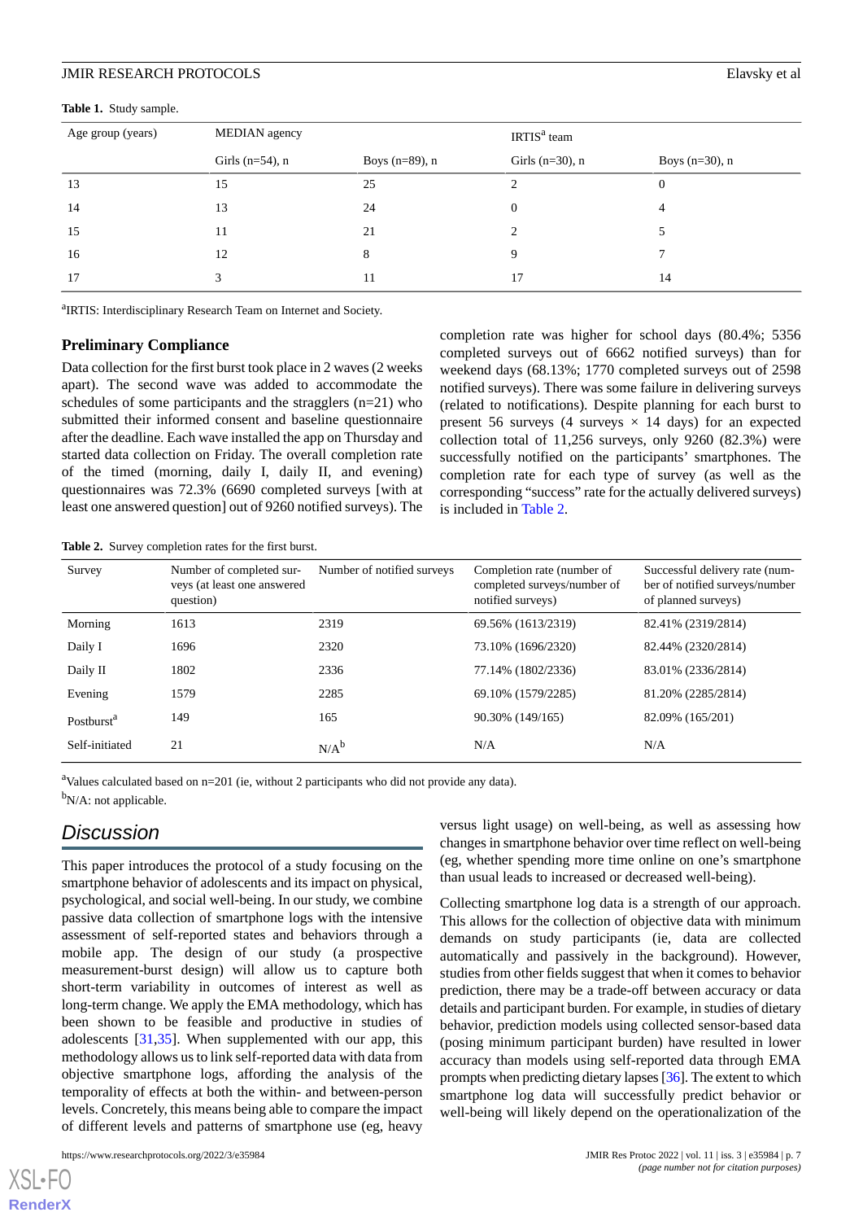**Table 1.** Study sample.

| Age group (years) | MEDIAN agency | | IRTIS[a] team | |
|---|---|---|---|---|
| | Girls (n=54), n | Boys (n=89), n | Girls (n=30), n | Boys (n=30), n |
| 13 | 15 | 25 | 2 | 0 |
| 14 | 13 | 24 | 0 | 4 |
| 15 | 11 | 21 | 2 | 5 |
| 16 | 12 | 8 | 9 | 7 |
| 17 | 3 | 11 | 17 | 14 |

[a]IRTIS: Interdisciplinary Research Team on Internet and Society.

### Preliminary Compliance

Data collection for the first burst took place in 2 waves (2 weeks apart). The second wave was added to accommodate the schedules of some participants and the stragglers (n=21) who submitted their informed consent and baseline questionnaire after the deadline. Each wave installed the app on Thursday and started data collection on Friday. The overall completion rate of the timed (morning, daily I, daily II, and evening) questionnaires was 72.3% (6690 completed surveys [with at least one answered question] out of 9260 notified surveys). The completion rate was higher for school days (80.4%; 5356 completed surveys out of 6662 notified surveys) than for weekend days (68.13%; 1770 completed surveys out of 2598 notified surveys). There was some failure in delivering surveys (related to notifications). Despite planning for each burst to present 56 surveys (4 surveys × 14 days) for an expected collection total of 11,256 surveys, only 9260 (82.3%) were successfully notified on the participants' smartphones. The completion rate for each type of survey (as well as the corresponding "success" rate for the actually delivered surveys) is included in Table 2.

**Table 2.** Survey completion rates for the first burst.

| Survey | Number of completed surveys (at least one answered question) | Number of notified surveys | Completion rate (number of completed surveys/number of notified surveys) | Successful delivery rate (number of notified surveys/number of planned surveys) |
|---|---|---|---|---|
| Morning | 1613 | 2319 | 69.56% (1613/2319) | 82.41% (2319/2814) |
| Daily I | 1696 | 2320 | 73.10% (1696/2320) | 82.44% (2320/2814) |
| Daily II | 1802 | 2336 | 77.14% (1802/2336) | 83.01% (2336/2814) |
| Evening | 1579 | 2285 | 69.10% (1579/2285) | 81.20% (2285/2814) |
| Postburst[a] | 149 | 165 | 90.30% (149/165) | 82.09% (165/201) |
| Self-initiated | 21 | N/A[b] | N/A | N/A |

[a]Values calculated based on n=201 (ie, without 2 participants who did not provide any data).

[b]N/A: not applicable.

## Discussion

This paper introduces the protocol of a study focusing on the smartphone behavior of adolescents and its impact on physical, psychological, and social well-being. In our study, we combine passive data collection of smartphone logs with the intensive assessment of self-reported states and behaviors through a mobile app. The design of our study (a prospective measurement-burst design) will allow us to capture both short-term variability in outcomes of interest as well as long-term change. We apply the EMA methodology, which has been shown to be feasible and productive in studies of adolescents [31,35]. When supplemented with our app, this methodology allows us to link self-reported data with data from objective smartphone logs, affording the analysis of the temporality of effects at both the within- and between-person levels. Concretely, this means being able to compare the impact of different levels and patterns of smartphone use (eg, heavy versus light usage) on well-being, as well as assessing how changes in smartphone behavior over time reflect on well-being (eg, whether spending more time online on one's smartphone than usual leads to increased or decreased well-being).

Collecting smartphone log data is a strength of our approach. This allows for the collection of objective data with minimum demands on study participants (ie, data are collected automatically and passively in the background). However, studies from other fields suggest that when it comes to behavior prediction, there may be a trade-off between accuracy or data details and participant burden. For example, in studies of dietary behavior, prediction models using collected sensor-based data (posing minimum participant burden) have resulted in lower accuracy than models using self-reported data through EMA prompts when predicting dietary lapses [36]. The extent to which smartphone log data will successfully predict behavior or well-being will likely depend on the operationalization of the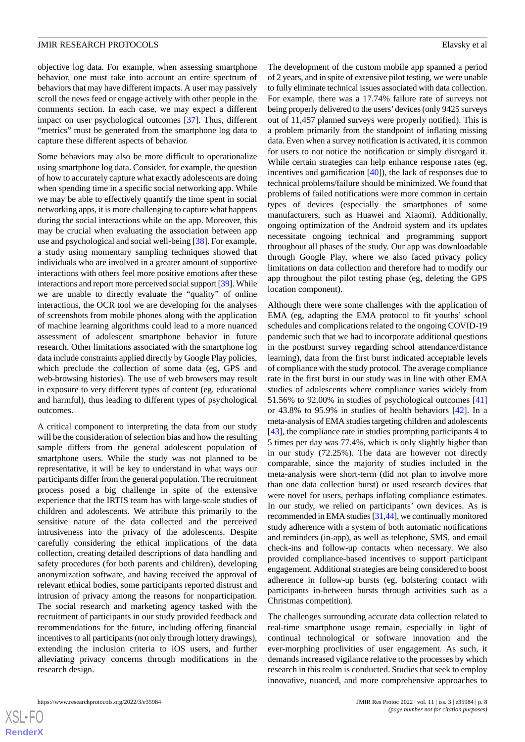objective log data. For example, when assessing smartphone behavior, one must take into account an entire spectrum of behaviors that may have different impacts. A user may passively scroll the news feed or engage actively with other people in the comments section. In each case, we may expect a different impact on user psychological outcomes [37]. Thus, different "metrics" must be generated from the smartphone log data to capture these different aspects of behavior.

Some behaviors may also be more difficult to operationalize using smartphone log data. Consider, for example, the question of how to accurately capture what exactly adolescents are doing when spending time in a specific social networking app. While we may be able to effectively quantify the time spent in social networking apps, it is more challenging to capture what happens during the social interactions while on the app. Moreover, this may be crucial when evaluating the association between app use and psychological and social well-being [38]. For example, a study using momentary sampling techniques showed that individuals who are involved in a greater amount of supportive interactions with others feel more positive emotions after these interactions and report more perceived social support [39]. While we are unable to directly evaluate the "quality" of online interactions, the OCR tool we are developing for the analyses of screenshots from mobile phones along with the application of machine learning algorithms could lead to a more nuanced assessment of adolescent smartphone behavior in future research. Other limitations associated with the smartphone log data include constraints applied directly by Google Play policies, which preclude the collection of some data (eg, GPS and web-browsing histories). The use of web browsers may result in exposure to very different types of content (eg, educational and harmful), thus leading to different types of psychological outcomes.

A critical component to interpreting the data from our study will be the consideration of selection bias and how the resulting sample differs from the general adolescent population of smartphone users. While the study was not planned to be representative, it will be key to understand in what ways our participants differ from the general population. The recruitment process posed a big challenge in spite of the extensive experience that the IRTIS team has with large-scale studies of children and adolescents. We attribute this primarily to the sensitive nature of the data collected and the perceived intrusiveness into the privacy of the adolescents. Despite carefully considering the ethical implications of the data collection, creating detailed descriptions of data handling and safety procedures (for both parents and children), developing anonymization software, and having received the approval of relevant ethical bodies, some participants reported distrust and intrusion of privacy among the reasons for nonparticipation. The social research and marketing agency tasked with the recruitment of participants in our study provided feedback and recommendations for the future, including offering financial incentives to all participants (not only through lottery drawings), extending the inclusion criteria to iOS users, and further alleviating privacy concerns through modifications in the research design.

The development of the custom mobile app spanned a period of 2 years, and in spite of extensive pilot testing, we were unable to fully eliminate technical issues associated with data collection. For example, there was a 17.74% failure rate of surveys not being properly delivered to the users' devices (only 9425 surveys out of 11,457 planned surveys were properly notified). This is a problem primarily from the standpoint of inflating missing data. Even when a survey notification is activated, it is common for users to not notice the notification or simply disregard it. While certain strategies can help enhance response rates (eg, incentives and gamification [40]), the lack of responses due to technical problems/failure should be minimized. We found that problems of failed notifications were more common in certain types of devices (especially the smartphones of some manufacturers, such as Huawei and Xiaomi). Additionally, ongoing optimization of the Android system and its updates necessitate ongoing technical and programming support throughout all phases of the study. Our app was downloadable through Google Play, where we also faced privacy policy limitations on data collection and therefore had to modify our app throughout the pilot testing phase (eg, deleting the GPS location component).

Although there were some challenges with the application of EMA (eg, adapting the EMA protocol to fit youths' school schedules and complications related to the ongoing COVID-19 pandemic such that we had to incorporate additional questions in the postburst survey regarding school attendance/distance learning), data from the first burst indicated acceptable levels of compliance with the study protocol. The average compliance rate in the first burst in our study was in line with other EMA studies of adolescents where compliance varies widely from 51.56% to 92.00% in studies of psychological outcomes [41] or 43.8% to 95.9% in studies of health behaviors [42]. In a meta-analysis of EMA studies targeting children and adolescents [43], the compliance rate in studies prompting participants 4 to 5 times per day was 77.4%, which is only slightly higher than in our study (72.25%). The data are however not directly comparable, since the majority of studies included in the meta-analysis were short-term (did not plan to involve more than one data collection burst) or used research devices that were novel for users, perhaps inflating compliance estimates. In our study, we relied on participants' own devices. As is recommended in EMA studies [31,44], we continually monitored study adherence with a system of both automatic notifications and reminders (in-app), as well as telephone, SMS, and email check-ins and follow-up contacts when necessary. We also provided compliance-based incentives to support participant engagement. Additional strategies are being considered to boost adherence in follow-up bursts (eg, bolstering contact with participants in-between bursts through activities such as a Christmas competition).

The challenges surrounding accurate data collection related to real-time smartphone usage remain, especially in light of continual technological or software innovation and the ever-morphing proclivities of user engagement. As such, it demands increased vigilance relative to the processes by which research in this realm is conducted. Studies that seek to employ innovative, nuanced, and more comprehensive approaches to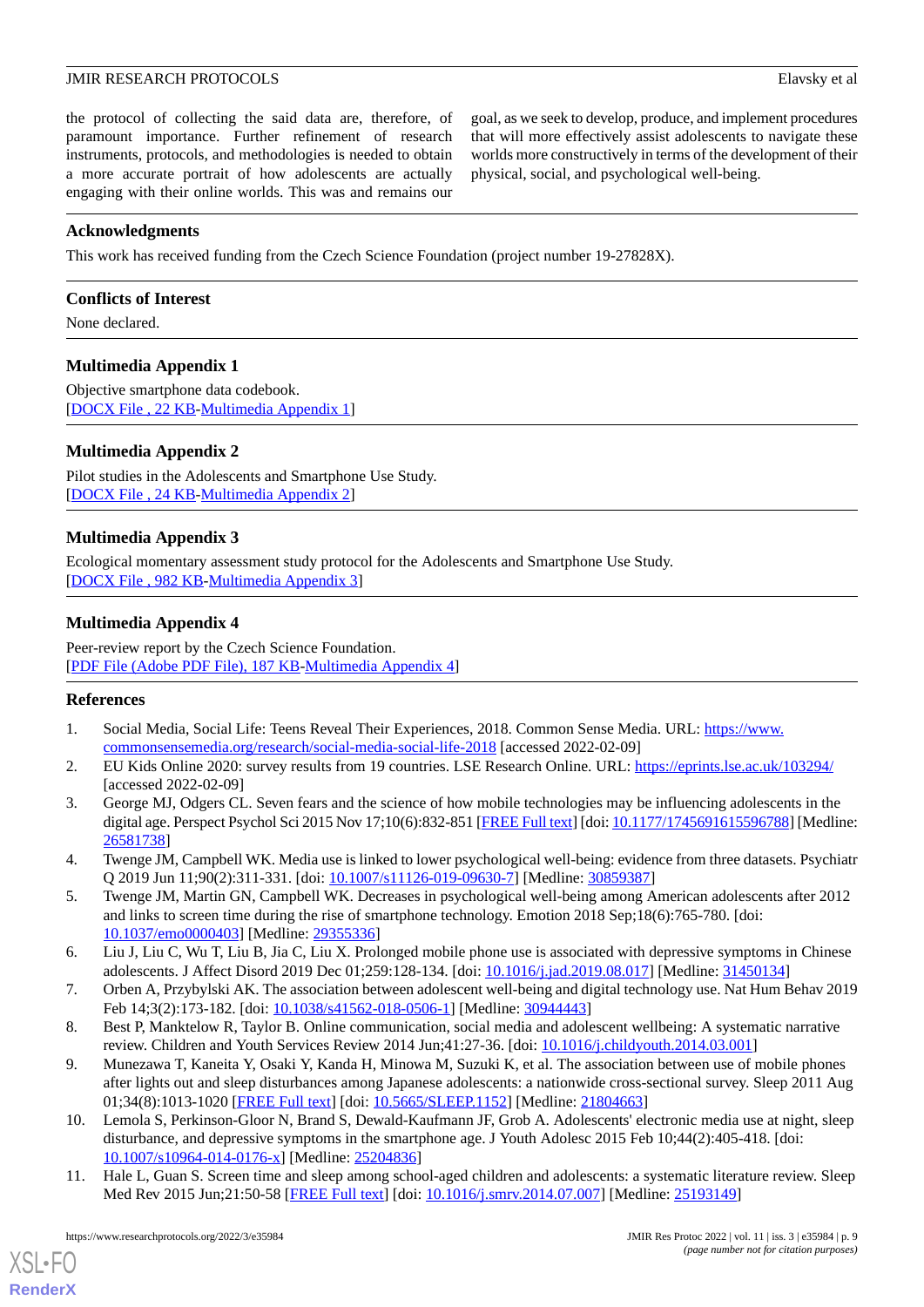the protocol of collecting the said data are, therefore, of paramount importance. Further refinement of research instruments, protocols, and methodologies is needed to obtain a more accurate portrait of how adolescents are actually engaging with their online worlds. This was and remains our goal, as we seek to develop, produce, and implement procedures that will more effectively assist adolescents to navigate these worlds more constructively in terms of the development of their physical, social, and psychological well-being.

## Acknowledgments

This work has received funding from the Czech Science Foundation (project number 19-27828X).

## Conflicts of Interest

None declared.

## Multimedia Appendix 1

Objective smartphone data codebook.
[DOCX File , 22 KB-Multimedia Appendix 1]

## Multimedia Appendix 2

Pilot studies in the Adolescents and Smartphone Use Study.
[DOCX File , 24 KB-Multimedia Appendix 2]

## Multimedia Appendix 3

Ecological momentary assessment study protocol for the Adolescents and Smartphone Use Study.
[DOCX File , 982 KB-Multimedia Appendix 3]

## Multimedia Appendix 4

Peer-review report by the Czech Science Foundation.
[PDF File (Adobe PDF File), 187 KB-Multimedia Appendix 4]

## References

1. Social Media, Social Life: Teens Reveal Their Experiences, 2018. Common Sense Media. URL: https://www.commonsensemedia.org/research/social-media-social-life-2018 [accessed 2022-02-09]
2. EU Kids Online 2020: survey results from 19 countries. LSE Research Online. URL: https://eprints.lse.ac.uk/103294/ [accessed 2022-02-09]
3. George MJ, Odgers CL. Seven fears and the science of how mobile technologies may be influencing adolescents in the digital age. Perspect Psychol Sci 2015 Nov 17;10(6):832-851 [FREE Full text] [doi: 10.1177/1745691615596788] [Medline: 26581738]
4. Twenge JM, Campbell WK. Media use is linked to lower psychological well-being: evidence from three datasets. Psychiatr Q 2019 Jun 11;90(2):311-331. [doi: 10.1007/s11126-019-09630-7] [Medline: 30859387]
5. Twenge JM, Martin GN, Campbell WK. Decreases in psychological well-being among American adolescents after 2012 and links to screen time during the rise of smartphone technology. Emotion 2018 Sep;18(6):765-780. [doi: 10.1037/emo0000403] [Medline: 29355336]
6. Liu J, Liu C, Wu T, Liu B, Jia C, Liu X. Prolonged mobile phone use is associated with depressive symptoms in Chinese adolescents. J Affect Disord 2019 Dec 01;259:128-134. [doi: 10.1016/j.jad.2019.08.017] [Medline: 31450134]
7. Orben A, Przybylski AK. The association between adolescent well-being and digital technology use. Nat Hum Behav 2019 Feb 14;3(2):173-182. [doi: 10.1038/s41562-018-0506-1] [Medline: 30944443]
8. Best P, Manktelow R, Taylor B. Online communication, social media and adolescent wellbeing: A systematic narrative review. Children and Youth Services Review 2014 Jun;41:27-36. [doi: 10.1016/j.childyouth.2014.03.001]
9. Munezawa T, Kaneita Y, Osaki Y, Kanda H, Minowa M, Suzuki K, et al. The association between use of mobile phones after lights out and sleep disturbances among Japanese adolescents: a nationwide cross-sectional survey. Sleep 2011 Aug 01;34(8):1013-1020 [FREE Full text] [doi: 10.5665/SLEEP.1152] [Medline: 21804663]
10. Lemola S, Perkinson-Gloor N, Brand S, Dewald-Kaufmann JF, Grob A. Adolescents' electronic media use at night, sleep disturbance, and depressive symptoms in the smartphone age. J Youth Adolesc 2015 Feb 10;44(2):405-418. [doi: 10.1007/s10964-014-0176-x] [Medline: 25204836]
11. Hale L, Guan S. Screen time and sleep among school-aged children and adolescents: a systematic literature review. Sleep Med Rev 2015 Jun;21:50-58 [FREE Full text] [doi: 10.1016/j.smrv.2014.07.007] [Medline: 25193149]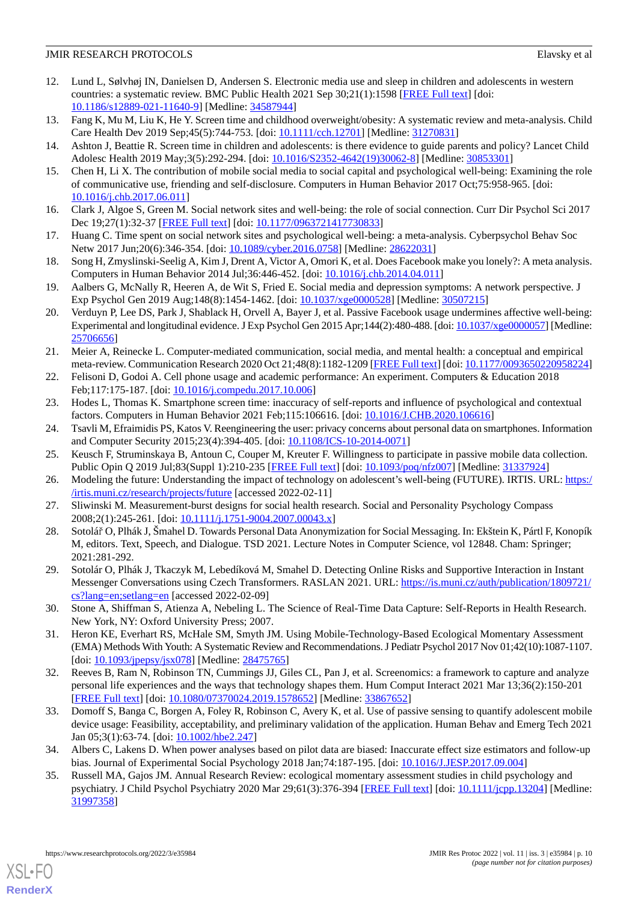12. Lund L, Sølvhøj IN, Danielsen D, Andersen S. Electronic media use and sleep in children and adolescents in western countries: a systematic review. BMC Public Health 2021 Sep 30;21(1):1598 [FREE Full text] [doi: 10.1186/s12889-021-11640-9] [Medline: 34587944]
13. Fang K, Mu M, Liu K, He Y. Screen time and childhood overweight/obesity: A systematic review and meta-analysis. Child Care Health Dev 2019 Sep;45(5):744-753. [doi: 10.1111/cch.12701] [Medline: 31270831]
14. Ashton J, Beattie R. Screen time in children and adolescents: is there evidence to guide parents and policy? Lancet Child Adolesc Health 2019 May;3(5):292-294. [doi: 10.1016/S2352-4642(19)30062-8] [Medline: 30853301]
15. Chen H, Li X. The contribution of mobile social media to social capital and psychological well-being: Examining the role of communicative use, friending and self-disclosure. Computers in Human Behavior 2017 Oct;75:958-965. [doi: 10.1016/j.chb.2017.06.011]
16. Clark J, Algoe S, Green M. Social network sites and well-being: the role of social connection. Curr Dir Psychol Sci 2017 Dec 19;27(1):32-37 [FREE Full text] [doi: 10.1177/0963721417730833]
17. Huang C. Time spent on social network sites and psychological well-being: a meta-analysis. Cyberpsychol Behav Soc Netw 2017 Jun;20(6):346-354. [doi: 10.1089/cyber.2016.0758] [Medline: 28622031]
18. Song H, Zmyslinski-Seelig A, Kim J, Drent A, Victor A, Omori K, et al. Does Facebook make you lonely?: A meta analysis. Computers in Human Behavior 2014 Jul;36:446-452. [doi: 10.1016/j.chb.2014.04.011]
19. Aalbers G, McNally R, Heeren A, de Wit S, Fried E. Social media and depression symptoms: A network perspective. J Exp Psychol Gen 2019 Aug;148(8):1454-1462. [doi: 10.1037/xge0000528] [Medline: 30507215]
20. Verduyn P, Lee DS, Park J, Shablack H, Orvell A, Bayer J, et al. Passive Facebook usage undermines affective well-being: Experimental and longitudinal evidence. J Exp Psychol Gen 2015 Apr;144(2):480-488. [doi: 10.1037/xge0000057] [Medline: 25706656]
21. Meier A, Reinecke L. Computer-mediated communication, social media, and mental health: a conceptual and empirical meta-review. Communication Research 2020 Oct 21;48(8):1182-1209 [FREE Full text] [doi: 10.1177/0093650220958224]
22. Felisoni D, Godoi A. Cell phone usage and academic performance: An experiment. Computers & Education 2018 Feb;117:175-187. [doi: 10.1016/j.compedu.2017.10.006]
23. Hodes L, Thomas K. Smartphone screen time: inaccuracy of self-reports and influence of psychological and contextual factors. Computers in Human Behavior 2021 Feb;115:106616. [doi: 10.1016/J.CHB.2020.106616]
24. Tsavli M, Efraimidis PS, Katos V. Reengineering the user: privacy concerns about personal data on smartphones. Information and Computer Security 2015;23(4):394-405. [doi: 10.1108/ICS-10-2014-0071]
25. Keusch F, Struminskaya B, Antoun C, Couper M, Kreuter F. Willingness to participate in passive mobile data collection. Public Opin Q 2019 Jul;83(Suppl 1):210-235 [FREE Full text] [doi: 10.1093/poq/nfz007] [Medline: 31337924]
26. Modeling the future: Understanding the impact of technology on adolescent's well-being (FUTURE). IRTIS. URL: https://irtis.muni.cz/research/projects/future [accessed 2022-02-11]
27. Sliwinski M. Measurement-burst designs for social health research. Social and Personality Psychology Compass 2008;2(1):245-261. [doi: 10.1111/j.1751-9004.2007.00043.x]
28. Sotolář O, Plhák J, Šmahel D. Towards Personal Data Anonymization for Social Messaging. In: Ekštein K, Pártl F, Konopík M, editors. Text, Speech, and Dialogue. TSD 2021. Lecture Notes in Computer Science, vol 12848. Cham: Springer; 2021:281-292.
29. Sotolár O, Plhák J, Tkaczyk M, Lebedíková M, Smahel D. Detecting Online Risks and Supportive Interaction in Instant Messenger Conversations using Czech Transformers. RASLAN 2021. URL: https://is.muni.cz/auth/publication/1809721/cs?lang=en;setlang=en [accessed 2022-02-09]
30. Stone A, Shiffman S, Atienza A, Nebeling L. The Science of Real-Time Data Capture: Self-Reports in Health Research. New York, NY: Oxford University Press; 2007.
31. Heron KE, Everhart RS, McHale SM, Smyth JM. Using Mobile-Technology-Based Ecological Momentary Assessment (EMA) Methods With Youth: A Systematic Review and Recommendations. J Pediatr Psychol 2017 Nov 01;42(10):1087-1107. [doi: 10.1093/jpepsy/jsx078] [Medline: 28475765]
32. Reeves B, Ram N, Robinson TN, Cummings JJ, Giles CL, Pan J, et al. Screenomics: a framework to capture and analyze personal life experiences and the ways that technology shapes them. Hum Comput Interact 2021 Mar 13;36(2):150-201 [FREE Full text] [doi: 10.1080/07370024.2019.1578652] [Medline: 33867652]
33. Domoff S, Banga C, Borgen A, Foley R, Robinson C, Avery K, et al. Use of passive sensing to quantify adolescent mobile device usage: Feasibility, acceptability, and preliminary validation of the application. Human Behav and Emerg Tech 2021 Jan 05;3(1):63-74. [doi: 10.1002/hbe2.247]
34. Albers C, Lakens D. When power analyses based on pilot data are biased: Inaccurate effect size estimators and follow-up bias. Journal of Experimental Social Psychology 2018 Jan;74:187-195. [doi: 10.1016/J.JESP.2017.09.004]
35. Russell MA, Gajos JM. Annual Research Review: ecological momentary assessment studies in child psychology and psychiatry. J Child Psychol Psychiatry 2020 Mar 29;61(3):376-394 [FREE Full text] [doi: 10.1111/jcpp.13204] [Medline: 31997358]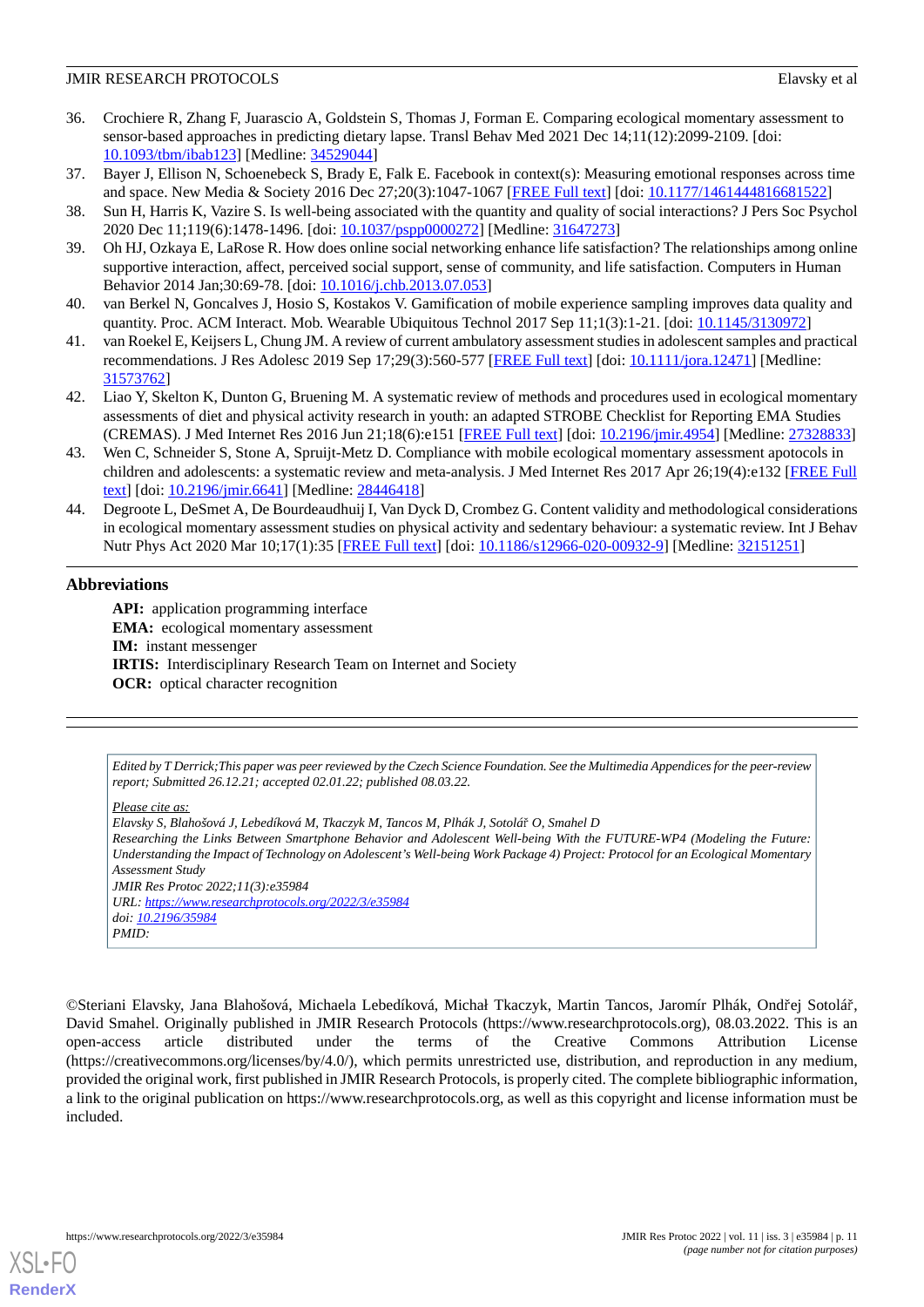36. Crochiere R, Zhang F, Juarascio A, Goldstein S, Thomas J, Forman E. Comparing ecological momentary assessment to sensor-based approaches in predicting dietary lapse. Transl Behav Med 2021 Dec 14;11(12):2099-2109. [doi: 10.1093/tbm/ibab123] [Medline: 34529044]
37. Bayer J, Ellison N, Schoenebeck S, Brady E, Falk E. Facebook in context(s): Measuring emotional responses across time and space. New Media & Society 2016 Dec 27;20(3):1047-1067 [FREE Full text] [doi: 10.1177/1461444816681522]
38. Sun H, Harris K, Vazire S. Is well-being associated with the quantity and quality of social interactions? J Pers Soc Psychol 2020 Dec 11;119(6):1478-1496. [doi: 10.1037/pspp0000272] [Medline: 31647273]
39. Oh HJ, Ozkaya E, LaRose R. How does online social networking enhance life satisfaction? The relationships among online supportive interaction, affect, perceived social support, sense of community, and life satisfaction. Computers in Human Behavior 2014 Jan;30:69-78. [doi: 10.1016/j.chb.2013.07.053]
40. van Berkel N, Goncalves J, Hosio S, Kostakos V. Gamification of mobile experience sampling improves data quality and quantity. Proc. ACM Interact. Mob. Wearable Ubiquitous Technol 2017 Sep 11;1(3):1-21. [doi: 10.1145/3130972]
41. van Roekel E, Keijsers L, Chung JM. A review of current ambulatory assessment studies in adolescent samples and practical recommendations. J Res Adolesc 2019 Sep 17;29(3):560-577 [FREE Full text] [doi: 10.1111/jora.12471] [Medline: 31573762]
42. Liao Y, Skelton K, Dunton G, Bruening M. A systematic review of methods and procedures used in ecological momentary assessments of diet and physical activity research in youth: an adapted STROBE Checklist for Reporting EMA Studies (CREMAS). J Med Internet Res 2016 Jun 21;18(6):e151 [FREE Full text] [doi: 10.2196/jmir.4954] [Medline: 27328833]
43. Wen C, Schneider S, Stone A, Spruijt-Metz D. Compliance with mobile ecological momentary assessment apotocols in children and adolescents: a systematic review and meta-analysis. J Med Internet Res 2017 Apr 26;19(4):e132 [FREE Full text] [doi: 10.2196/jmir.6641] [Medline: 28446418]
44. Degroote L, DeSmet A, De Bourdeaudhuij I, Van Dyck D, Crombez G. Content validity and methodological considerations in ecological momentary assessment studies on physical activity and sedentary behaviour: a systematic review. Int J Behav Nutr Phys Act 2020 Mar 10;17(1):35 [FREE Full text] [doi: 10.1186/s12966-020-00932-9] [Medline: 32151251]

## Abbreviations

**API:** application programming interface
**EMA:** ecological momentary assessment
**IM:** instant messenger
**IRTIS:** Interdisciplinary Research Team on Internet and Society
**OCR:** optical character recognition

*Edited by T Derrick;This paper was peer reviewed by the Czech Science Foundation. See the Multimedia Appendices for the peer-review report; Submitted 26.12.21; accepted 02.01.22; published 08.03.22.*

*Please cite as:*
*Elavsky S, Blahošová J, Lebedíková M, Tkaczyk M, Tancos M, Plhák J, Sotolář O, Smahel D*
*Researching the Links Between Smartphone Behavior and Adolescent Well-being With the FUTURE-WP4 (Modeling the Future: Understanding the Impact of Technology on Adolescent's Well-being Work Package 4) Project: Protocol for an Ecological Momentary Assessment Study*
*JMIR Res Protoc 2022;11(3):e35984*
*URL: https://www.researchprotocols.org/2022/3/e35984*
*doi: 10.2196/35984*
*PMID:*

©Steriani Elavsky, Jana Blahošová, Michaela Lebedíková, Michał Tkaczyk, Martin Tancos, Jaromír Plhák, Ondřej Sotolář, David Smahel. Originally published in JMIR Research Protocols (https://www.researchprotocols.org), 08.03.2022. This is an open-access article distributed under the terms of the Creative Commons Attribution License (https://creativecommons.org/licenses/by/4.0/), which permits unrestricted use, distribution, and reproduction in any medium, provided the original work, first published in JMIR Research Protocols, is properly cited. The complete bibliographic information, a link to the original publication on https://www.researchprotocols.org, as well as this copyright and license information must be included.